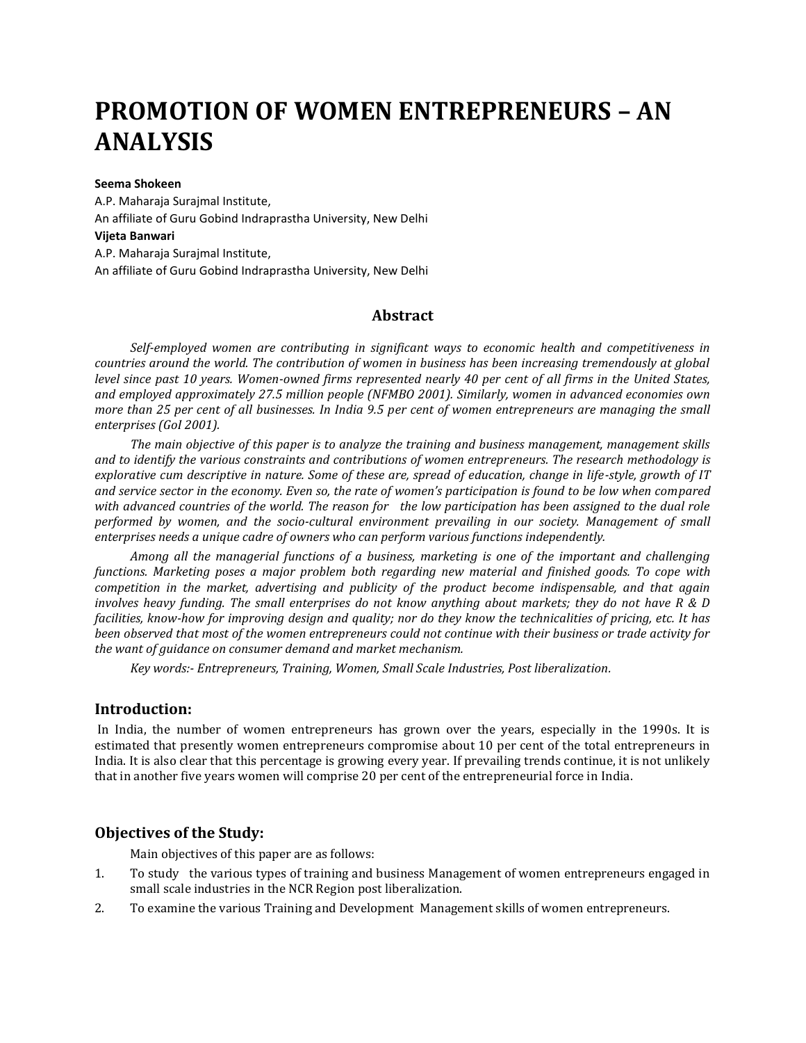# PROMOTION OF WOMEN ENTREPRENEURS – AN ANALYSIS

**Seema Shokeen**
A.P. Maharaja Surajmal Institute,
An affiliate of Guru Gobind Indraprastha University, New Delhi
**Vijeta Banwari**
A.P. Maharaja Surajmal Institute,
An affiliate of Guru Gobind Indraprastha University, New Delhi

## Abstract

*Self-employed women are contributing in significant ways to economic health and competitiveness in countries around the world. The contribution of women in business has been increasing tremendously at global level since past 10 years. Women-owned firms represented nearly 40 per cent of all firms in the United States, and employed approximately 27.5 million people (NFMBO 2001). Similarly, women in advanced economies own more than 25 per cent of all businesses. In India 9.5 per cent of women entrepreneurs are managing the small enterprises (GoI 2001).*

*The main objective of this paper is to analyze the training and business management, management skills and to identify the various constraints and contributions of women entrepreneurs. The research methodology is explorative cum descriptive in nature. Some of these are, spread of education, change in life-style, growth of IT and service sector in the economy. Even so, the rate of women's participation is found to be low when compared with advanced countries of the world. The reason for the low participation has been assigned to the dual role performed by women, and the socio-cultural environment prevailing in our society. Management of small enterprises needs a unique cadre of owners who can perform various functions independently.*

*Among all the managerial functions of a business, marketing is one of the important and challenging functions. Marketing poses a major problem both regarding new material and finished goods. To cope with competition in the market, advertising and publicity of the product become indispensable, and that again involves heavy funding. The small enterprises do not know anything about markets; they do not have R & D facilities, know-how for improving design and quality; nor do they know the technicalities of pricing, etc. It has been observed that most of the women entrepreneurs could not continue with their business or trade activity for the want of guidance on consumer demand and market mechanism.*

*Key words:- Entrepreneurs, Training, Women, Small Scale Industries, Post liberalization.*

## Introduction:

In India, the number of women entrepreneurs has grown over the years, especially in the 1990s. It is estimated that presently women entrepreneurs compromise about 10 per cent of the total entrepreneurs in India. It is also clear that this percentage is growing every year. If prevailing trends continue, it is not unlikely that in another five years women will comprise 20 per cent of the entrepreneurial force in India.

## Objectives of the Study:

Main objectives of this paper are as follows:

1. To study the various types of training and business Management of women entrepreneurs engaged in small scale industries in the NCR Region post liberalization.
2. To examine the various Training and Development Management skills of women entrepreneurs.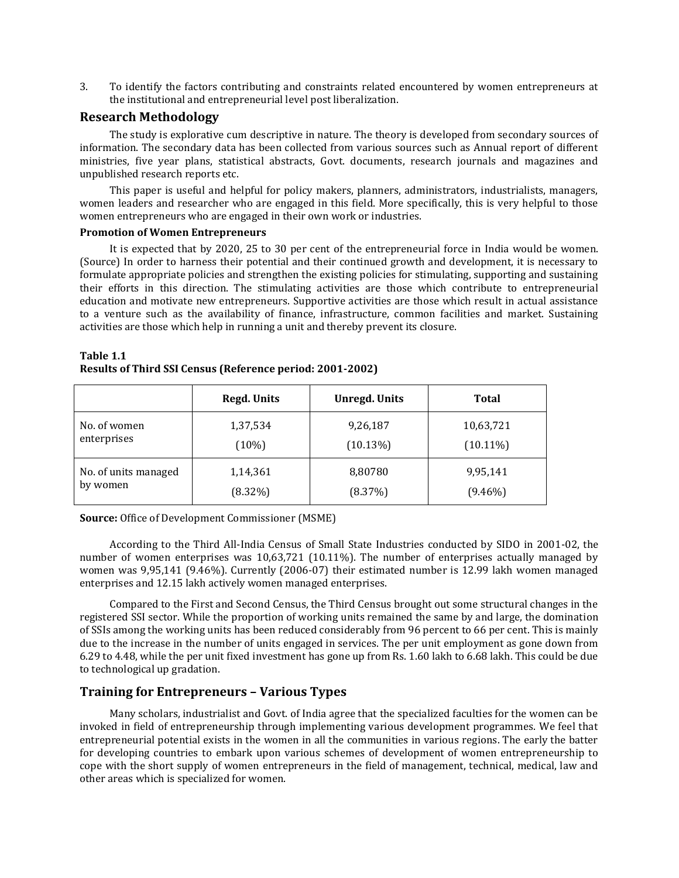3. To identify the factors contributing and constraints related encountered by women entrepreneurs at the institutional and entrepreneurial level post liberalization.

## Research Methodology

The study is explorative cum descriptive in nature. The theory is developed from secondary sources of information. The secondary data has been collected from various sources such as Annual report of different ministries, five year plans, statistical abstracts, Govt. documents, research journals and magazines and unpublished research reports etc.

This paper is useful and helpful for policy makers, planners, administrators, industrialists, managers, women leaders and researcher who are engaged in this field. More specifically, this is very helpful to those women entrepreneurs who are engaged in their own work or industries.

**Promotion of Women Entrepreneurs**

It is expected that by 2020, 25 to 30 per cent of the entrepreneurial force in India would be women. (Source) In order to harness their potential and their continued growth and development, it is necessary to formulate appropriate policies and strengthen the existing policies for stimulating, supporting and sustaining their efforts in this direction. The stimulating activities are those which contribute to entrepreneurial education and motivate new entrepreneurs. Supportive activities are those which result in actual assistance to a venture such as the availability of finance, infrastructure, common facilities and market. Sustaining activities are those which help in running a unit and thereby prevent its closure.

**Table 1.1**
**Results of Third SSI Census (Reference period: 2001-2002)**

| | Regd. Units | Unregd. Units | Total |
|---|---|---|---|
| No. of women enterprises | 1,37,534 (10%) | 9,26,187 (10.13%) | 10,63,721 (10.11%) |
| No. of units managed by women | 1,14,361 (8.32%) | 8,80780 (8.37%) | 9,95,141 (9.46%) |

**Source:** Office of Development Commissioner (MSME)

According to the Third All-India Census of Small State Industries conducted by SIDO in 2001-02, the number of women enterprises was 10,63,721 (10.11%). The number of enterprises actually managed by women was 9,95,141 (9.46%). Currently (2006-07) their estimated number is 12.99 lakh women managed enterprises and 12.15 lakh actively women managed enterprises.

Compared to the First and Second Census, the Third Census brought out some structural changes in the registered SSI sector. While the proportion of working units remained the same by and large, the domination of SSIs among the working units has been reduced considerably from 96 percent to 66 per cent. This is mainly due to the increase in the number of units engaged in services. The per unit employment as gone down from 6.29 to 4.48, while the per unit fixed investment has gone up from Rs. 1.60 lakh to 6.68 lakh. This could be due to technological up gradation.

## Training for Entrepreneurs – Various Types

Many scholars, industrialist and Govt. of India agree that the specialized faculties for the women can be invoked in field of entrepreneurship through implementing various development programmes. We feel that entrepreneurial potential exists in the women in all the communities in various regions. The early the batter for developing countries to embark upon various schemes of development of women entrepreneurship to cope with the short supply of women entrepreneurs in the field of management, technical, medical, law and other areas which is specialized for women.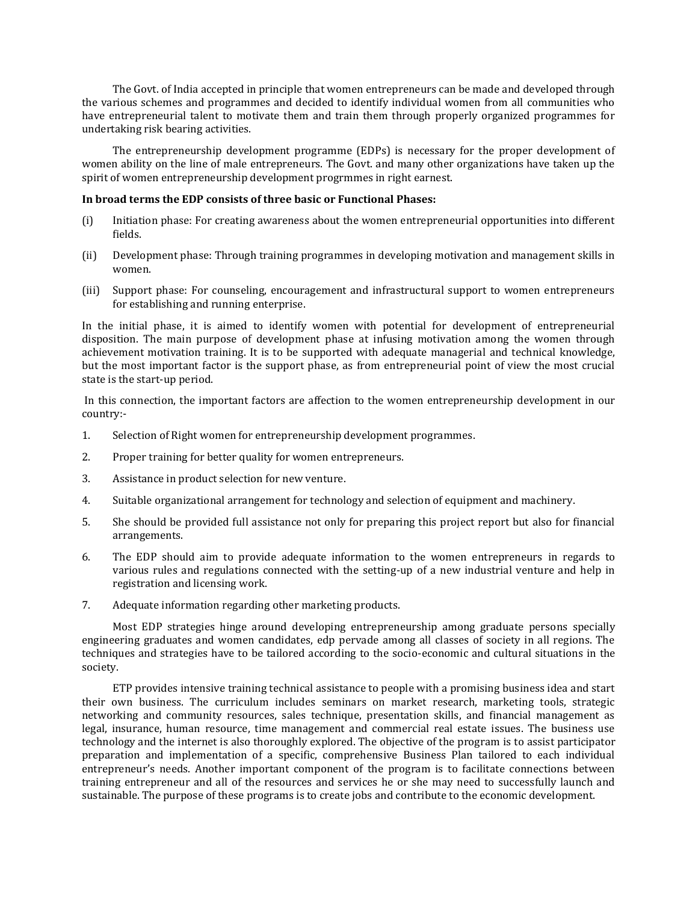The Govt. of India accepted in principle that women entrepreneurs can be made and developed through the various schemes and programmes and decided to identify individual women from all communities who have entrepreneurial talent to motivate them and train them through properly organized programmes for undertaking risk bearing activities.

The entrepreneurship development programme (EDPs) is necessary for the proper development of women ability on the line of male entrepreneurs. The Govt. and many other organizations have taken up the spirit of women entrepreneurship development progrmmes in right earnest.

**In broad terms the EDP consists of three basic or Functional Phases:**

(i) Initiation phase: For creating awareness about the women entrepreneurial opportunities into different fields.

(ii) Development phase: Through training programmes in developing motivation and management skills in women.

(iii) Support phase: For counseling, encouragement and infrastructural support to women entrepreneurs for establishing and running enterprise.

In the initial phase, it is aimed to identify women with potential for development of entrepreneurial disposition. The main purpose of development phase at infusing motivation among the women through achievement motivation training. It is to be supported with adequate managerial and technical knowledge, but the most important factor is the support phase, as from entrepreneurial point of view the most crucial state is the start-up period.

In this connection, the important factors are affection to the women entrepreneurship development in our country:-

1. Selection of Right women for entrepreneurship development programmes.
2. Proper training for better quality for women entrepreneurs.
3. Assistance in product selection for new venture.
4. Suitable organizational arrangement for technology and selection of equipment and machinery.
5. She should be provided full assistance not only for preparing this project report but also for financial arrangements.
6. The EDP should aim to provide adequate information to the women entrepreneurs in regards to various rules and regulations connected with the setting-up of a new industrial venture and help in registration and licensing work.
7. Adequate information regarding other marketing products.

Most EDP strategies hinge around developing entrepreneurship among graduate persons specially engineering graduates and women candidates, edp pervade among all classes of society in all regions. The techniques and strategies have to be tailored according to the socio-economic and cultural situations in the society.

ETP provides intensive training technical assistance to people with a promising business idea and start their own business. The curriculum includes seminars on market research, marketing tools, strategic networking and community resources, sales technique, presentation skills, and financial management as legal, insurance, human resource, time management and commercial real estate issues. The business use technology and the internet is also thoroughly explored. The objective of the program is to assist participator preparation and implementation of a specific, comprehensive Business Plan tailored to each individual entrepreneur's needs. Another important component of the program is to facilitate connections between training entrepreneur and all of the resources and services he or she may need to successfully launch and sustainable. The purpose of these programs is to create jobs and contribute to the economic development.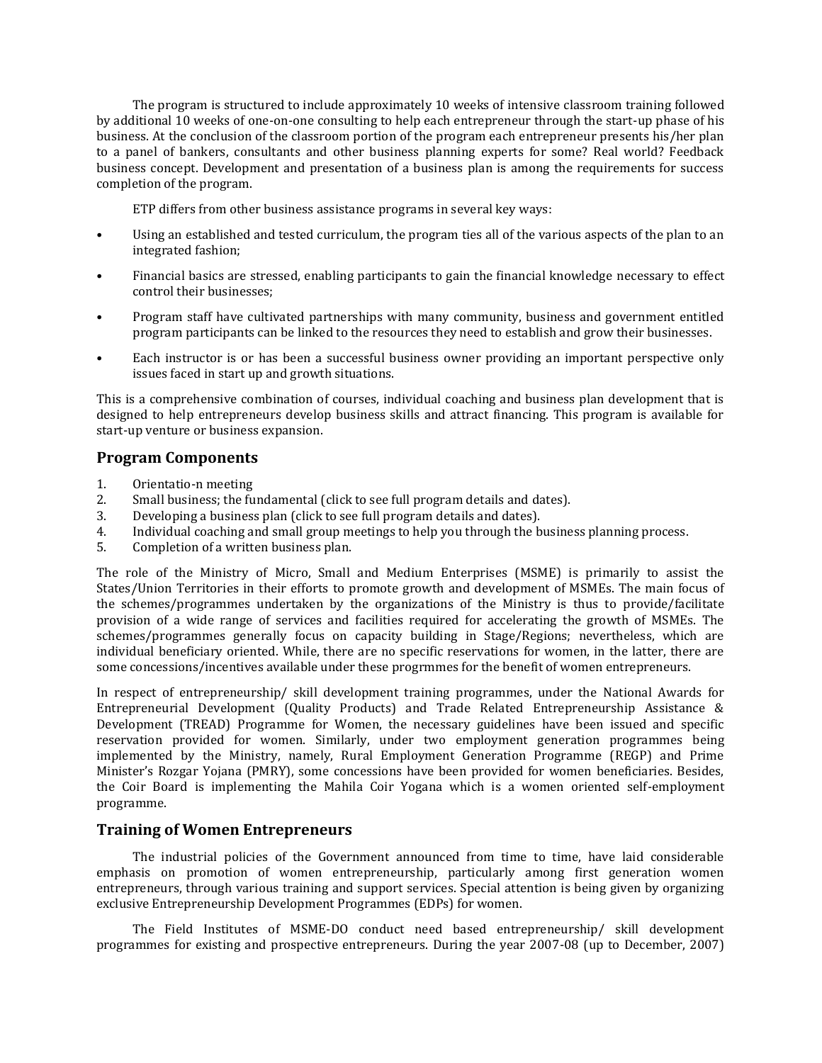The program is structured to include approximately 10 weeks of intensive classroom training followed by additional 10 weeks of one-on-one consulting to help each entrepreneur through the start-up phase of his business. At the conclusion of the classroom portion of the program each entrepreneur presents his/her plan to a panel of bankers, consultants and other business planning experts for some? Real world? Feedback business concept. Development and presentation of a business plan is among the requirements for success completion of the program.

ETP differs from other business assistance programs in several key ways:

- Using an established and tested curriculum, the program ties all of the various aspects of the plan to an integrated fashion;
- Financial basics are stressed, enabling participants to gain the financial knowledge necessary to effect control their businesses;
- Program staff have cultivated partnerships with many community, business and government entitled program participants can be linked to the resources they need to establish and grow their businesses.
- Each instructor is or has been a successful business owner providing an important perspective only issues faced in start up and growth situations.

This is a comprehensive combination of courses, individual coaching and business plan development that is designed to help entrepreneurs develop business skills and attract financing. This program is available for start-up venture or business expansion.

## Program Components

1. Orientatio-n meeting
2. Small business; the fundamental (click to see full program details and dates).
3. Developing a business plan (click to see full program details and dates).
4. Individual coaching and small group meetings to help you through the business planning process.
5. Completion of a written business plan.

The role of the Ministry of Micro, Small and Medium Enterprises (MSME) is primarily to assist the States/Union Territories in their efforts to promote growth and development of MSMEs. The main focus of the schemes/programmes undertaken by the organizations of the Ministry is thus to provide/facilitate provision of a wide range of services and facilities required for accelerating the growth of MSMEs. The schemes/programmes generally focus on capacity building in Stage/Regions; nevertheless, which are individual beneficiary oriented. While, there are no specific reservations for women, in the latter, there are some concessions/incentives available under these progrmmes for the benefit of women entrepreneurs.

In respect of entrepreneurship/ skill development training programmes, under the National Awards for Entrepreneurial Development (Quality Products) and Trade Related Entrepreneurship Assistance & Development (TREAD) Programme for Women, the necessary guidelines have been issued and specific reservation provided for women. Similarly, under two employment generation programmes being implemented by the Ministry, namely, Rural Employment Generation Programme (REGP) and Prime Minister's Rozgar Yojana (PMRY), some concessions have been provided for women beneficiaries. Besides, the Coir Board is implementing the Mahila Coir Yogana which is a women oriented self-employment programme.

## Training of Women Entrepreneurs

The industrial policies of the Government announced from time to time, have laid considerable emphasis on promotion of women entrepreneurship, particularly among first generation women entrepreneurs, through various training and support services. Special attention is being given by organizing exclusive Entrepreneurship Development Programmes (EDPs) for women.

The Field Institutes of MSME-DO conduct need based entrepreneurship/ skill development programmes for existing and prospective entrepreneurs. During the year 2007-08 (up to December, 2007)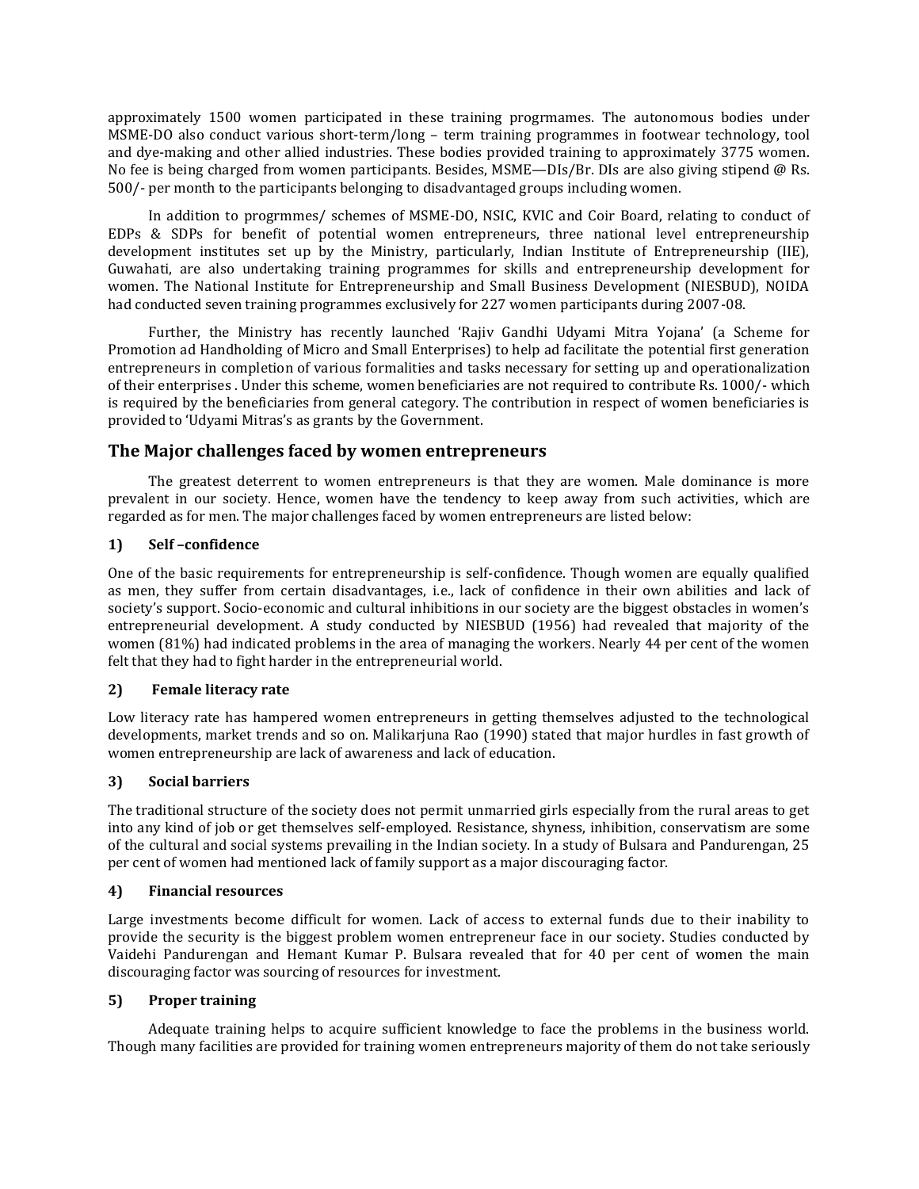approximately 1500 women participated in these training progrmames. The autonomous bodies under MSME-DO also conduct various short-term/long – term training programmes in footwear technology, tool and dye-making and other allied industries. These bodies provided training to approximately 3775 women. No fee is being charged from women participants. Besides, MSME—DIs/Br. DIs are also giving stipend @ Rs. 500/- per month to the participants belonging to disadvantaged groups including women.

In addition to progrmmes/ schemes of MSME-DO, NSIC, KVIC and Coir Board, relating to conduct of EDPs & SDPs for benefit of potential women entrepreneurs, three national level entrepreneurship development institutes set up by the Ministry, particularly, Indian Institute of Entrepreneurship (IIE), Guwahati, are also undertaking training programmes for skills and entrepreneurship development for women. The National Institute for Entrepreneurship and Small Business Development (NIESBUD), NOIDA had conducted seven training programmes exclusively for 227 women participants during 2007-08.

Further, the Ministry has recently launched 'Rajiv Gandhi Udyami Mitra Yojana' (a Scheme for Promotion ad Handholding of Micro and Small Enterprises) to help ad facilitate the potential first generation entrepreneurs in completion of various formalities and tasks necessary for setting up and operationalization of their enterprises . Under this scheme, women beneficiaries are not required to contribute Rs. 1000/- which is required by the beneficiaries from general category. The contribution in respect of women beneficiaries is provided to 'Udyami Mitras's as grants by the Government.

## The Major challenges faced by women entrepreneurs

The greatest deterrent to women entrepreneurs is that they are women. Male dominance is more prevalent in our society. Hence, women have the tendency to keep away from such activities, which are regarded as for men. The major challenges faced by women entrepreneurs are listed below:

### 1) Self –confidence

One of the basic requirements for entrepreneurship is self-confidence. Though women are equally qualified as men, they suffer from certain disadvantages, i.e., lack of confidence in their own abilities and lack of society's support. Socio-economic and cultural inhibitions in our society are the biggest obstacles in women's entrepreneurial development. A study conducted by NIESBUD (1956) had revealed that majority of the women (81%) had indicated problems in the area of managing the workers. Nearly 44 per cent of the women felt that they had to fight harder in the entrepreneurial world.

### 2) Female literacy rate

Low literacy rate has hampered women entrepreneurs in getting themselves adjusted to the technological developments, market trends and so on. Malikarjuna Rao (1990) stated that major hurdles in fast growth of women entrepreneurship are lack of awareness and lack of education.

### 3) Social barriers

The traditional structure of the society does not permit unmarried girls especially from the rural areas to get into any kind of job or get themselves self-employed. Resistance, shyness, inhibition, conservatism are some of the cultural and social systems prevailing in the Indian society. In a study of Bulsara and Pandurengan, 25 per cent of women had mentioned lack of family support as a major discouraging factor.

### 4) Financial resources

Large investments become difficult for women. Lack of access to external funds due to their inability to provide the security is the biggest problem women entrepreneur face in our society. Studies conducted by Vaidehi Pandurengan and Hemant Kumar P. Bulsara revealed that for 40 per cent of women the main discouraging factor was sourcing of resources for investment.

### 5) Proper training

Adequate training helps to acquire sufficient knowledge to face the problems in the business world. Though many facilities are provided for training women entrepreneurs majority of them do not take seriously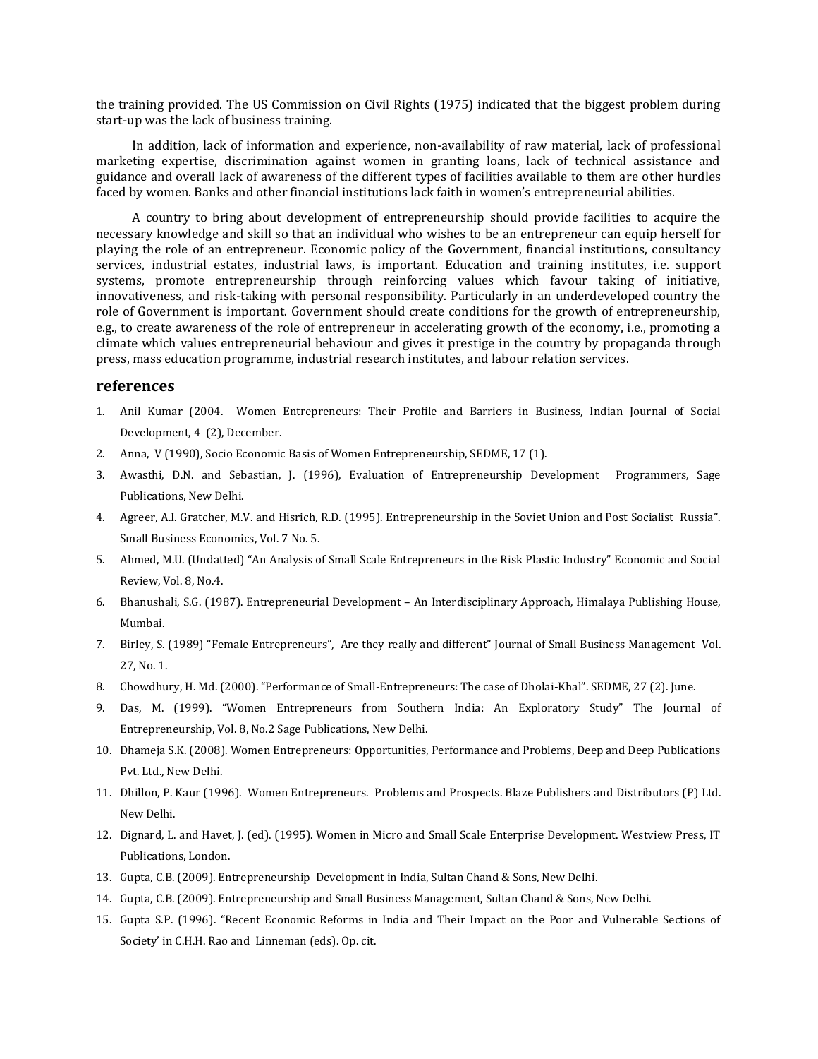the training provided. The US Commission on Civil Rights (1975) indicated that the biggest problem during start-up was the lack of business training.

In addition, lack of information and experience, non-availability of raw material, lack of professional marketing expertise, discrimination against women in granting loans, lack of technical assistance and guidance and overall lack of awareness of the different types of facilities available to them are other hurdles faced by women. Banks and other financial institutions lack faith in women's entrepreneurial abilities.

A country to bring about development of entrepreneurship should provide facilities to acquire the necessary knowledge and skill so that an individual who wishes to be an entrepreneur can equip herself for playing the role of an entrepreneur. Economic policy of the Government, financial institutions, consultancy services, industrial estates, industrial laws, is important. Education and training institutes, i.e. support systems, promote entrepreneurship through reinforcing values which favour taking of initiative, innovativeness, and risk-taking with personal responsibility. Particularly in an underdeveloped country the role of Government is important. Government should create conditions for the growth of entrepreneurship, e.g., to create awareness of the role of entrepreneur in accelerating growth of the economy, i.e., promoting a climate which values entrepreneurial behaviour and gives it prestige in the country by propaganda through press, mass education programme, industrial research institutes, and labour relation services.

## references

1. Anil Kumar (2004. Women Entrepreneurs: Their Profile and Barriers in Business, Indian Journal of Social Development, 4 (2), December.
2. Anna, V (1990), Socio Economic Basis of Women Entrepreneurship, SEDME, 17 (1).
3. Awasthi, D.N. and Sebastian, J. (1996), Evaluation of Entrepreneurship Development Programmers, Sage Publications, New Delhi.
4. Agreer, A.I. Gratcher, M.V. and Hisrich, R.D. (1995). Entrepreneurship in the Soviet Union and Post Socialist Russia". Small Business Economics, Vol. 7 No. 5.
5. Ahmed, M.U. (Undatted) "An Analysis of Small Scale Entrepreneurs in the Risk Plastic Industry" Economic and Social Review, Vol. 8, No.4.
6. Bhanushali, S.G. (1987). Entrepreneurial Development – An Interdisciplinary Approach, Himalaya Publishing House, Mumbai.
7. Birley, S. (1989) "Female Entrepreneurs", Are they really and different" Journal of Small Business Management Vol. 27, No. 1.
8. Chowdhury, H. Md. (2000). "Performance of Small-Entrepreneurs: The case of Dholai-Khal". SEDME, 27 (2). June.
9. Das, M. (1999). "Women Entrepreneurs from Southern India: An Exploratory Study" The Journal of Entrepreneurship, Vol. 8, No.2 Sage Publications, New Delhi.
10. Dhameja S.K. (2008). Women Entrepreneurs: Opportunities, Performance and Problems, Deep and Deep Publications Pvt. Ltd., New Delhi.
11. Dhillon, P. Kaur (1996). Women Entrepreneurs. Problems and Prospects. Blaze Publishers and Distributors (P) Ltd. New Delhi.
12. Dignard, L. and Havet, J. (ed). (1995). Women in Micro and Small Scale Enterprise Development. Westview Press, IT Publications, London.
13. Gupta, C.B. (2009). Entrepreneurship Development in India, Sultan Chand & Sons, New Delhi.
14. Gupta, C.B. (2009). Entrepreneurship and Small Business Management, Sultan Chand & Sons, New Delhi.
15. Gupta S.P. (1996). "Recent Economic Reforms in India and Their Impact on the Poor and Vulnerable Sections of Society' in C.H.H. Rao and Linneman (eds). Op. cit.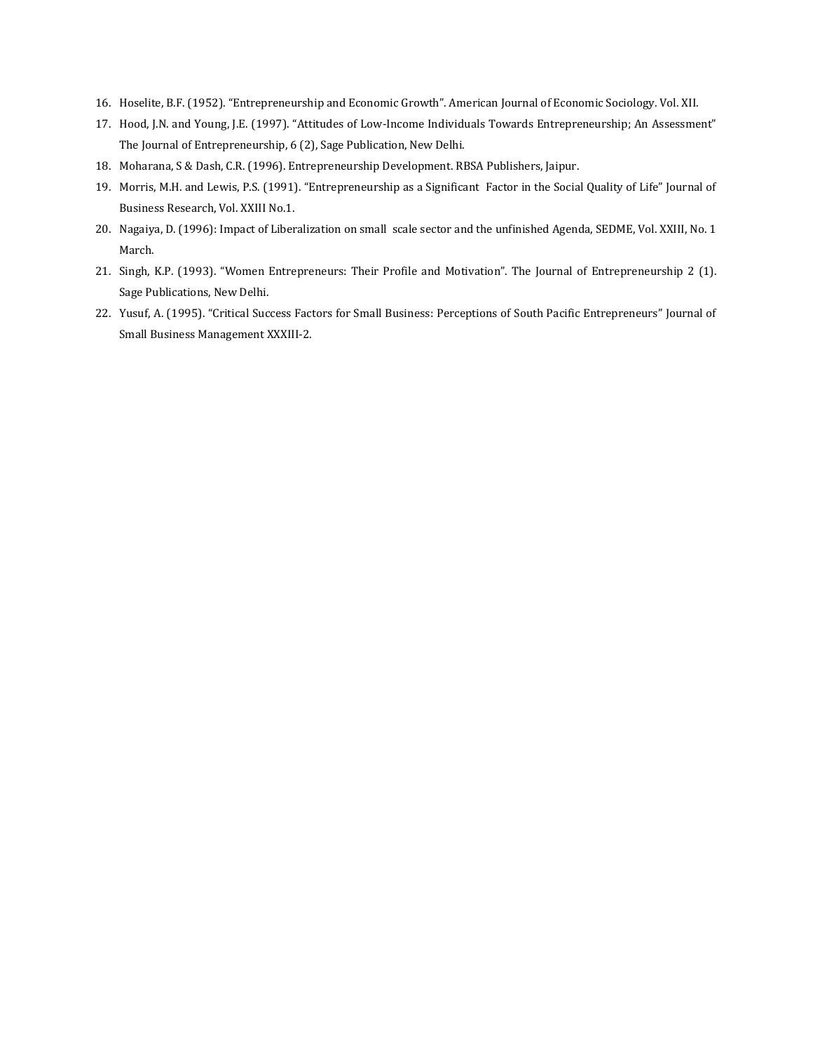16. Hoselite, B.F. (1952). "Entrepreneurship and Economic Growth". American Journal of Economic Sociology. Vol. XII.
17. Hood, J.N. and Young, J.E. (1997). "Attitudes of Low-Income Individuals Towards Entrepreneurship; An Assessment" The Journal of Entrepreneurship, 6 (2), Sage Publication, New Delhi.
18. Moharana, S & Dash, C.R. (1996). Entrepreneurship Development. RBSA Publishers, Jaipur.
19. Morris, M.H. and Lewis, P.S. (1991). "Entrepreneurship as a Significant Factor in the Social Quality of Life" Journal of Business Research, Vol. XXIII No.1.
20. Nagaiya, D. (1996): Impact of Liberalization on small scale sector and the unfinished Agenda, SEDME, Vol. XXIII, No. 1 March.
21. Singh, K.P. (1993). "Women Entrepreneurs: Their Profile and Motivation". The Journal of Entrepreneurship 2 (1). Sage Publications, New Delhi.
22. Yusuf, A. (1995). "Critical Success Factors for Small Business: Perceptions of South Pacific Entrepreneurs" Journal of Small Business Management XXXIII-2.